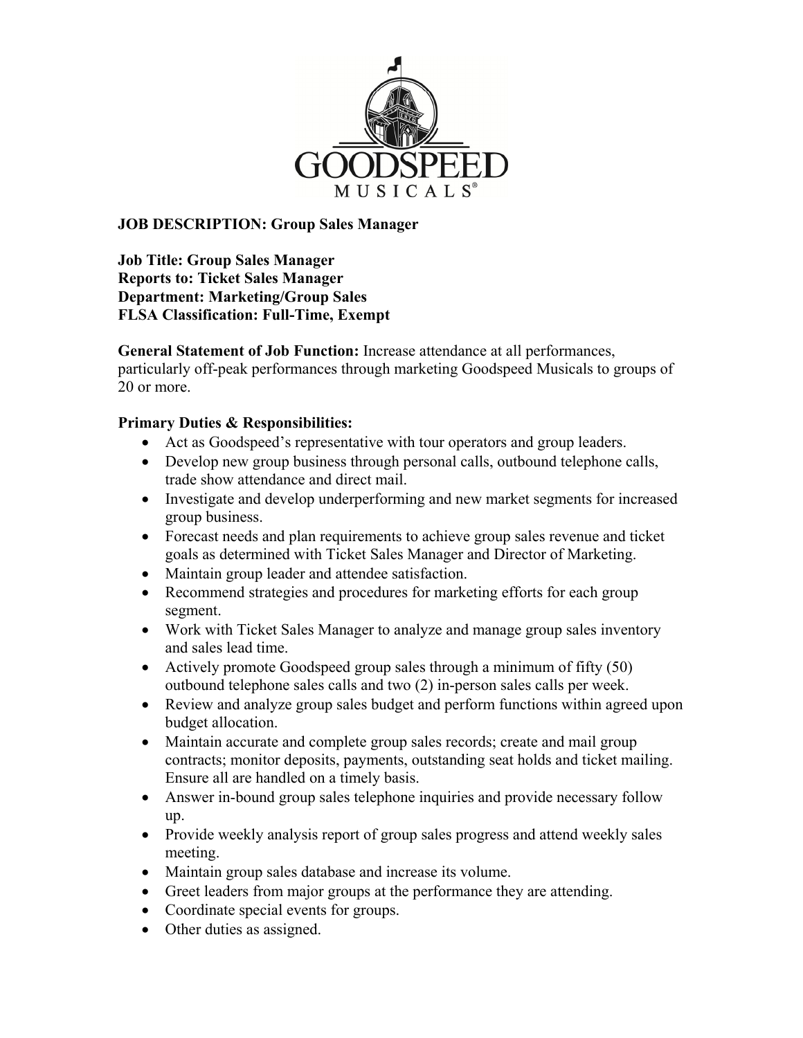GOODSPEED MUSICALS®

**JOB DESCRIPTION: Group Sales Manager**

**Job Title: Group Sales Manager**
**Reports to: Ticket Sales Manager**
**Department: Marketing/Group Sales**
**FLSA Classification: Full-Time, Exempt**

**General Statement of Job Function:** Increase attendance at all performances, particularly off-peak performances through marketing Goodspeed Musicals to groups of 20 or more.

**Primary Duties & Responsibilities:**

- Act as Goodspeed's representative with tour operators and group leaders.
- Develop new group business through personal calls, outbound telephone calls, trade show attendance and direct mail.
- Investigate and develop underperforming and new market segments for increased group business.
- Forecast needs and plan requirements to achieve group sales revenue and ticket goals as determined with Ticket Sales Manager and Director of Marketing.
- Maintain group leader and attendee satisfaction.
- Recommend strategies and procedures for marketing efforts for each group segment.
- Work with Ticket Sales Manager to analyze and manage group sales inventory and sales lead time.
- Actively promote Goodspeed group sales through a minimum of fifty (50) outbound telephone sales calls and two (2) in-person sales calls per week.
- Review and analyze group sales budget and perform functions within agreed upon budget allocation.
- Maintain accurate and complete group sales records; create and mail group contracts; monitor deposits, payments, outstanding seat holds and ticket mailing. Ensure all are handled on a timely basis.
- Answer in-bound group sales telephone inquiries and provide necessary follow up.
- Provide weekly analysis report of group sales progress and attend weekly sales meeting.
- Maintain group sales database and increase its volume.
- Greet leaders from major groups at the performance they are attending.
- Coordinate special events for groups.
- Other duties as assigned.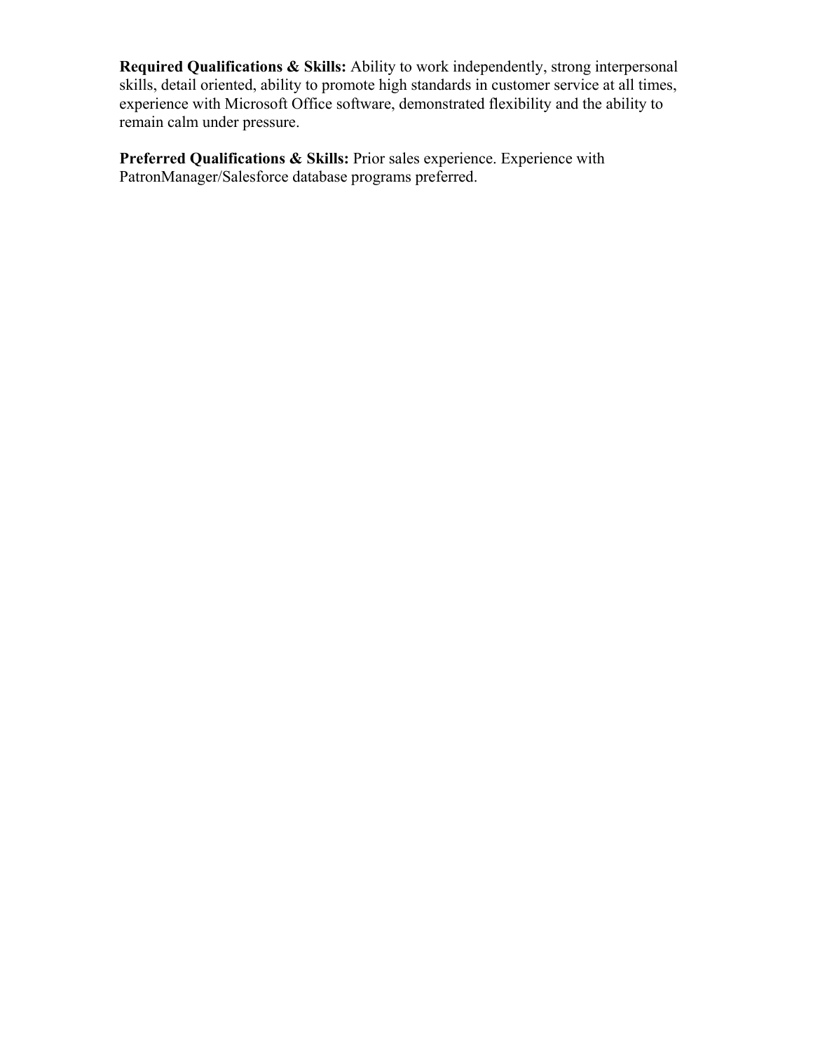**Required Qualifications & Skills:** Ability to work independently, strong interpersonal skills, detail oriented, ability to promote high standards in customer service at all times, experience with Microsoft Office software, demonstrated flexibility and the ability to remain calm under pressure.

**Preferred Qualifications & Skills:** Prior sales experience. Experience with PatronManager/Salesforce database programs preferred.